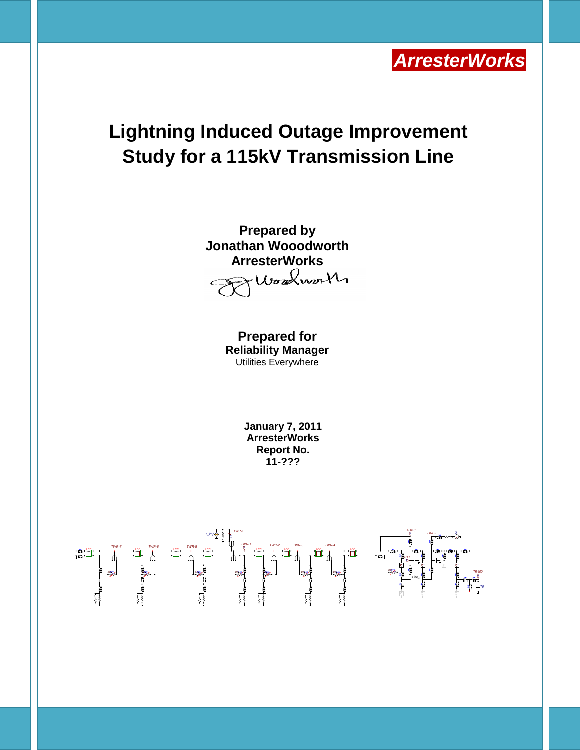**ArresterWorks**

# Lightning Induced Outage Improvement Study for a 115kV Transmission Line

**Prepared by**
**Jonathan Wooodworth**
**ArresterWorks**

**Prepared for**
**Reliability Manager**
Utilities Everywhere

**January 7, 2011**
**ArresterWorks**
**Report No.**
**11-???**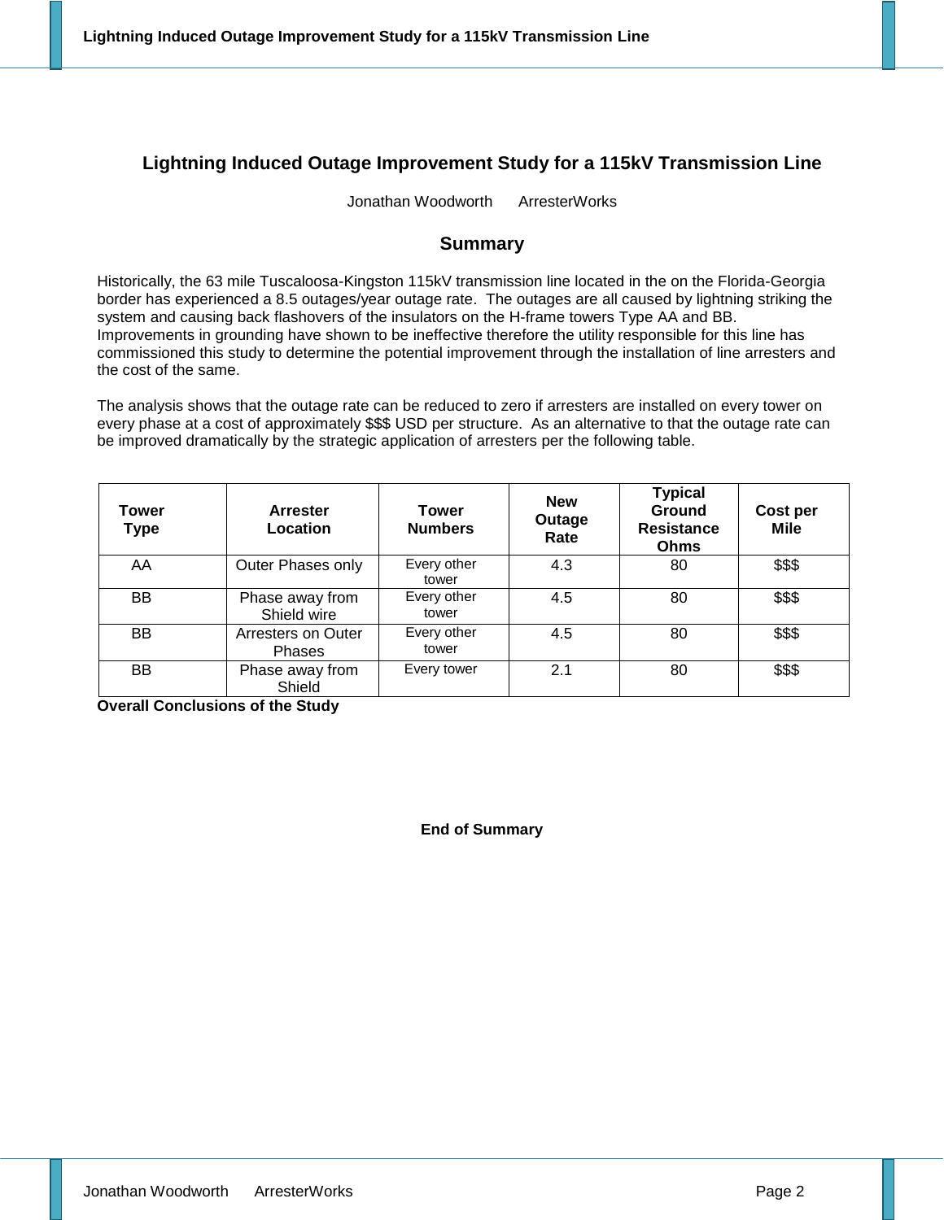## Lightning Induced Outage Improvement Study for a 115kV Transmission Line

Jonathan Woodworth    ArresterWorks

### Summary

Historically, the 63 mile Tuscaloosa-Kingston 115kV transmission line located in the on the Florida-Georgia border has experienced a 8.5 outages/year outage rate. The outages are all caused by lightning striking the system and causing back flashovers of the insulators on the H-frame towers Type AA and BB. Improvements in grounding have shown to be ineffective therefore the utility responsible for this line has commissioned this study to determine the potential improvement through the installation of line arresters and the cost of the same.

The analysis shows that the outage rate can be reduced to zero if arresters are installed on every tower on every phase at a cost of approximately $$$ USD per structure. As an alternative to that the outage rate can be improved dramatically by the strategic application of arresters per the following table.

| Tower Type | Arrester Location | Tower Numbers | New Outage Rate | Typical Ground Resistance Ohms | Cost per Mile |
|---|---|---|---|---|---|
| AA | Outer Phases only | Every other tower | 4.3 | 80 | $$$ |
| BB | Phase away from Shield wire | Every other tower | 4.5 | 80 | $$$ |
| BB | Arresters on Outer Phases | Every other tower | 4.5 | 80 | $$$ |
| BB | Phase away from Shield | Every tower | 2.1 | 80 | $$$ |

**Overall Conclusions of the Study**

**End of Summary**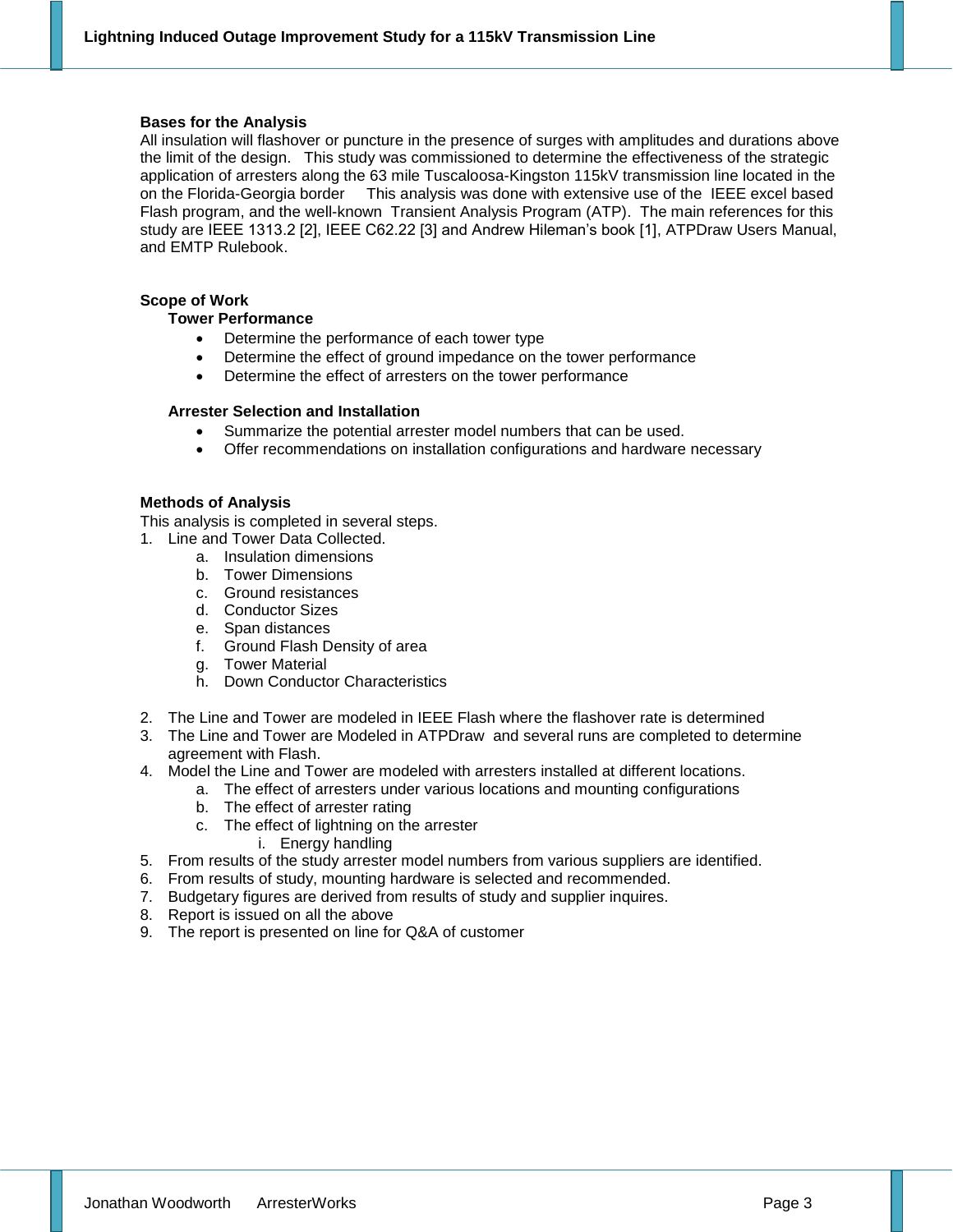### Bases for the Analysis

All insulation will flashover or puncture in the presence of surges with amplitudes and durations above the limit of the design. This study was commissioned to determine the effectiveness of the strategic application of arresters along the 63 mile Tuscaloosa-Kingston 115kV transmission line located in the on the Florida-Georgia border This analysis was done with extensive use of the IEEE excel based Flash program, and the well-known Transient Analysis Program (ATP). The main references for this study are IEEE 1313.2 [2], IEEE C62.22 [3] and Andrew Hileman's book [1], ATPDraw Users Manual, and EMTP Rulebook.

### Scope of Work

#### Tower Performance

- Determine the performance of each tower type
- Determine the effect of ground impedance on the tower performance
- Determine the effect of arresters on the tower performance

#### Arrester Selection and Installation

- Summarize the potential arrester model numbers that can be used.
- Offer recommendations on installation configurations and hardware necessary

### Methods of Analysis

This analysis is completed in several steps.

1. Line and Tower Data Collected.
   a. Insulation dimensions
   b. Tower Dimensions
   c. Ground resistances
   d. Conductor Sizes
   e. Span distances
   f. Ground Flash Density of area
   g. Tower Material
   h. Down Conductor Characteristics
2. The Line and Tower are modeled in IEEE Flash where the flashover rate is determined
3. The Line and Tower are Modeled in ATPDraw and several runs are completed to determine agreement with Flash.
4. Model the Line and Tower are modeled with arresters installed at different locations.
   a. The effect of arresters under various locations and mounting configurations
   b. The effect of arrester rating
   c. The effect of lightning on the arrester
      i. Energy handling
5. From results of the study arrester model numbers from various suppliers are identified.
6. From results of study, mounting hardware is selected and recommended.
7. Budgetary figures are derived from results of study and supplier inquires.
8. Report is issued on all the above
9. The report is presented on line for Q&A of customer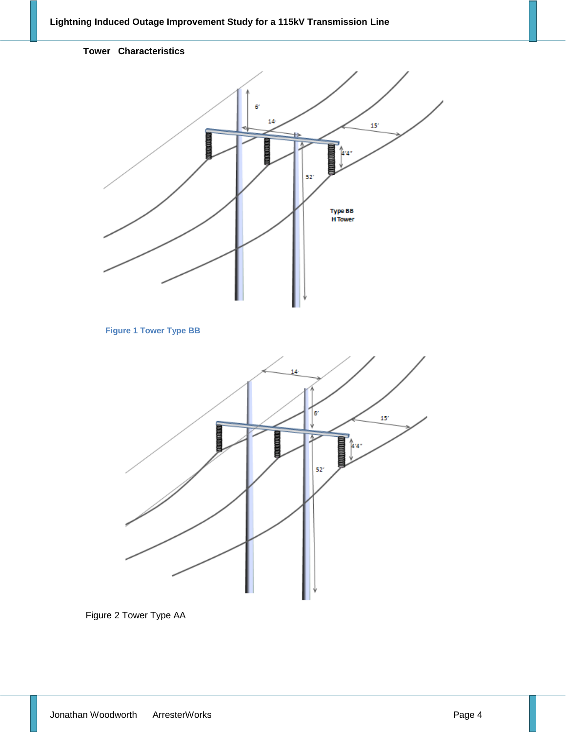## Tower Characteristics

Figure 1 Tower Type BB

Figure 2 Tower Type AA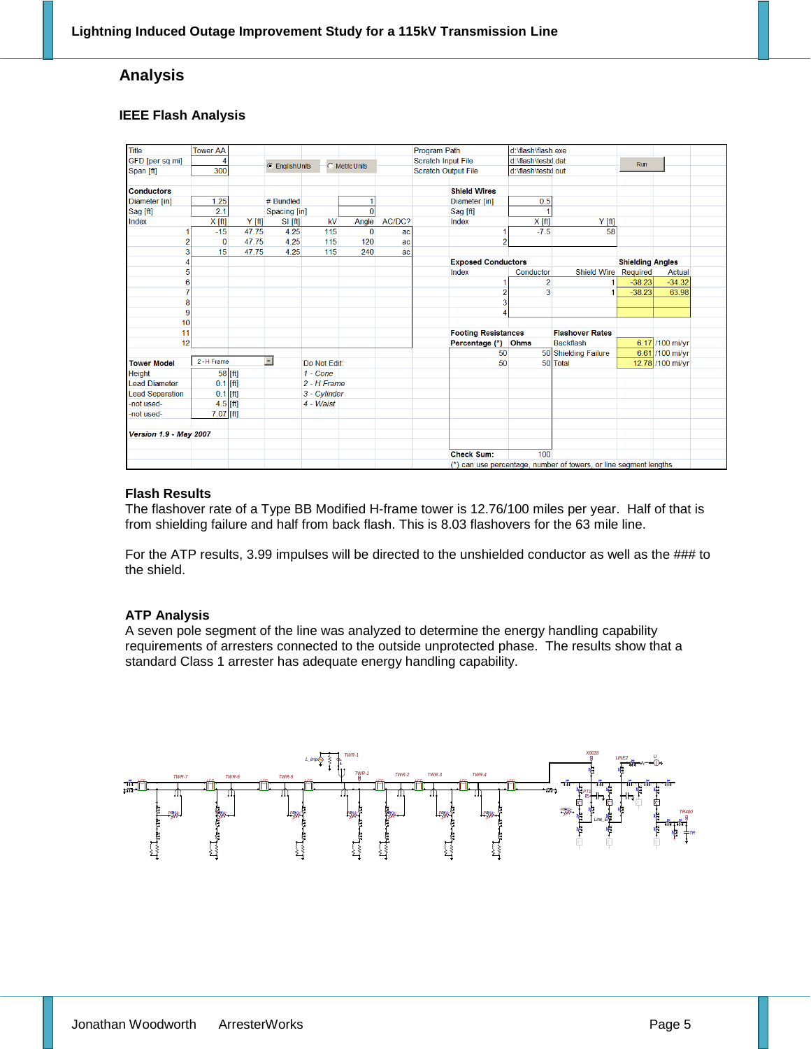## Analysis

### IEEE Flash Analysis

| Title | Tower AA | | | | | Program Path | d:\flash\flash.exe | |
|---|---|---|---|---|---|---|---|---|
| GFD [per sq mi] | 4 | English Units | Metric Units | | | Scratch Input File | d:\flash\testxl.dat | Run |
| Span [ft] | 300 | | | | | Scratch Output File | d:\flash\testxl.out | |

**Conductors**

| Diameter [in] | 1.25 | # Bundled | 1 | | |
|---|---|---|---|---|---|
| Sag [ft] | 2.1 | Spacing [in] | 0 | | |

| Index | X [ft] | Y [ft] | SI [ft] | kV | Angle | AC/DC? |
|---|---|---|---|---|---|---|
| 1 | -15 | 47.75 | 4.25 | 115 | 0 | ac |
| 2 | 0 | 47.75 | 4.25 | 115 | 120 | ac |
| 3 | 15 | 47.75 | 4.25 | 115 | 240 | ac |
| 4 | | | | | | |
| 5 | | | | | | |
| 6 | | | | | | |
| 7 | | | | | | |
| 8 | | | | | | |
| 9 | | | | | | |
| 10 | | | | | | |
| 11 | | | | | | |
| 12 | | | | | | |

**Shield Wires**

| Diameter [in] | 0.5 | |
|---|---|---|
| Sag [ft] | 1 | |

| Index | X [ft] | Y [ft] |
|---|---|---|
| 1 | -7.5 | 58 |
| 2 | | |

| Exposed Conductors | | | Shielding Angles | |
|---|---|---|---|---|
| Index | Conductor | Shield Wire | Required | Actual |
| 1 | 2 | 1 | -38.23 | -34.32 |
| 2 | 3 | 1 | -38.23 | 63.98 |
| 3 | | | | |
| 4 | | | | |

| Footing Resistances | | Flashover Rates | | |
|---|---|---|---|---|
| Percentage (*) | Ohms | Backflash | 6.17 | /100 mi/yr |
| 50 | 50 | Shielding Failure | 6.61 | /100 mi/yr |
| 50 | 50 | Total | 12.78 | /100 mi/yr |

Check Sum: 100

(*) can use percentage, number of towers, or line segment lengths

| Tower Model | 2 - H Frame | | Do Not Edit: |
|---|---|---|---|
| Height | 58 | [ft] | *1 - Cone* |
| Lead Diameter | 0.1 | [ft] | *2 - H Frame* |
| Lead Separation | 0.1 | [ft] | *3 - Cylinder* |
| -not used- | 4.5 | [ft] | *4 - Waist* |
| -not used- | 7.07 | [ft] | |

***Version 1.9 - May 2007***

### Flash Results

The flashover rate of a Type BB Modified H-frame tower is 12.76/100 miles per year. Half of that is from shielding failure and half from back flash. This is 8.03 flashovers for the 63 mile line.

For the ATP results, 3.99 impulses will be directed to the unshielded conductor as well as the ### to the shield.

### ATP Analysis

A seven pole segment of the line was analyzed to determine the energy handling capability requirements of arresters connected to the outside unprotected phase. The results show that a standard Class 1 arrester has adequate energy handling capability.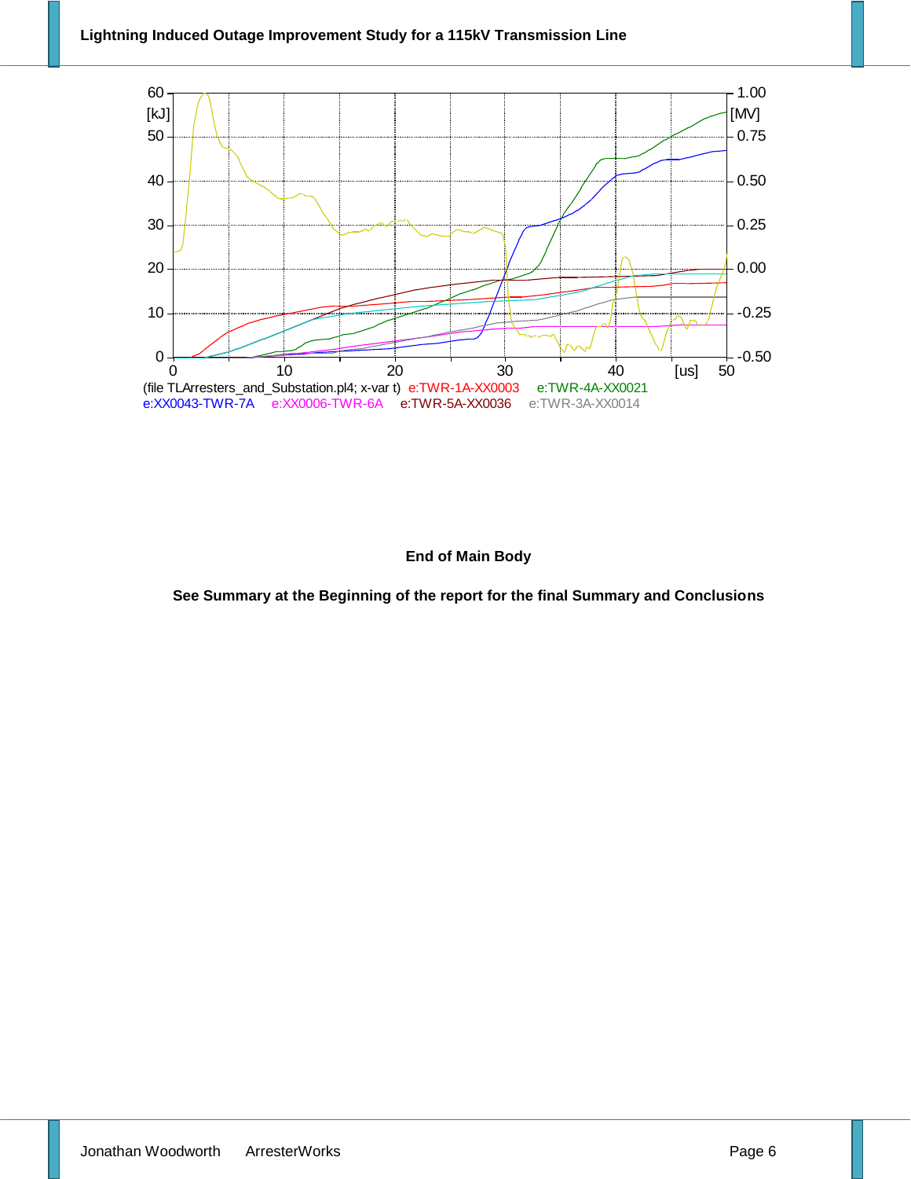(file TLArresters_and_Substation.pl4; x-var t) e:TWR-1A-XX0003 e:TWR-4A-XX0021 e:XX0043-TWR-7A e:XX0006-TWR-6A e:TWR-5A-XX0036 e:TWR-3A-XX0014

**End of Main Body**

**See Summary at the Beginning of the report for the final Summary and Conclusions**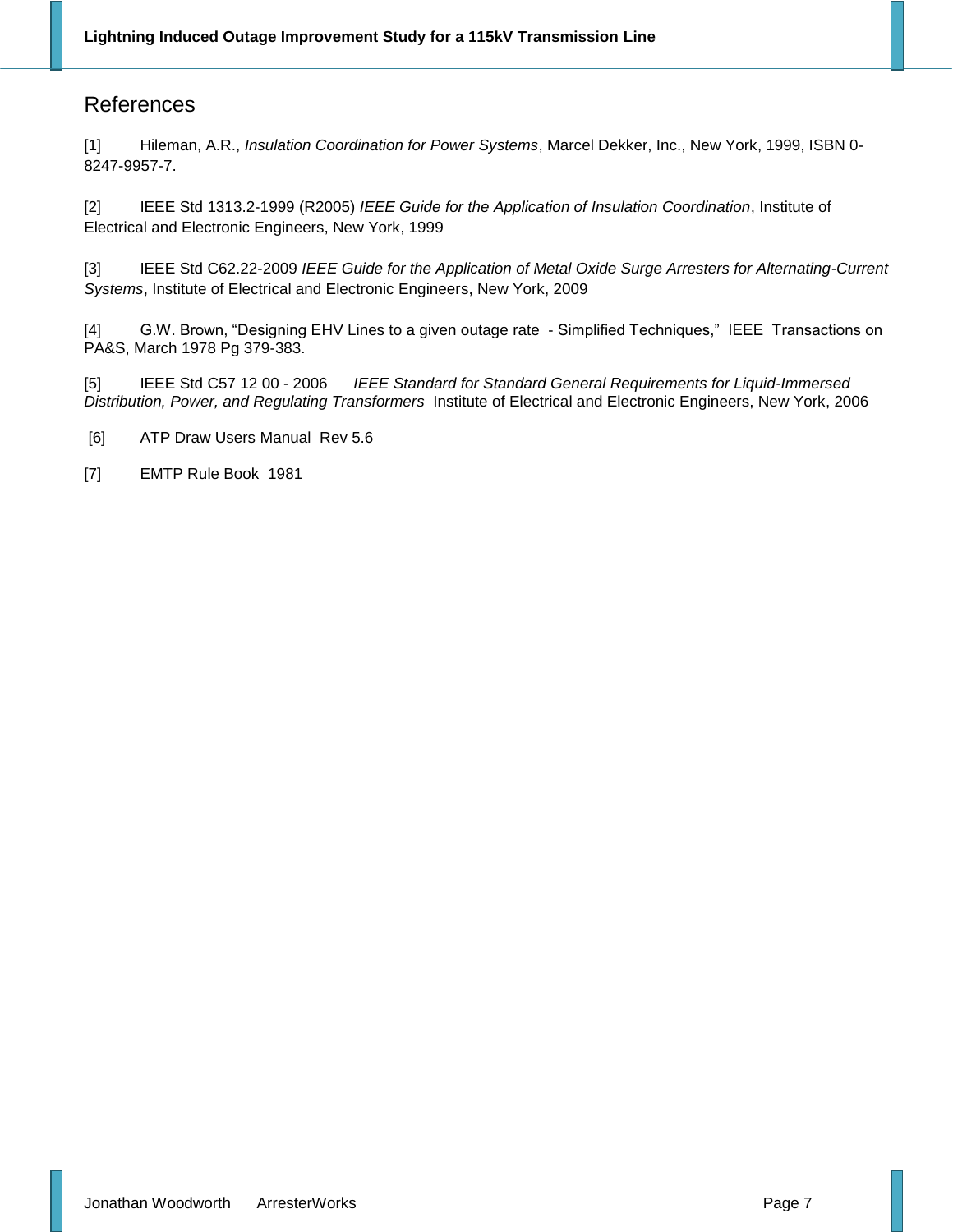# References

[1] Hileman, A.R., *Insulation Coordination for Power Systems*, Marcel Dekker, Inc., New York, 1999, ISBN 0-8247-9957-7.

[2] IEEE Std 1313.2-1999 (R2005) *IEEE Guide for the Application of Insulation Coordination*, Institute of Electrical and Electronic Engineers, New York, 1999

[3] IEEE Std C62.22-2009 *IEEE Guide for the Application of Metal Oxide Surge Arresters for Alternating-Current Systems*, Institute of Electrical and Electronic Engineers, New York, 2009

[4] G.W. Brown, "Designing EHV Lines to a given outage rate - Simplified Techniques," IEEE Transactions on PA&S, March 1978 Pg 379-383.

[5] IEEE Std C57 12 00 - 2006 *IEEE Standard for Standard General Requirements for Liquid-Immersed Distribution, Power, and Regulating Transformers* Institute of Electrical and Electronic Engineers, New York, 2006

[6] ATP Draw Users Manual Rev 5.6

[7] EMTP Rule Book 1981